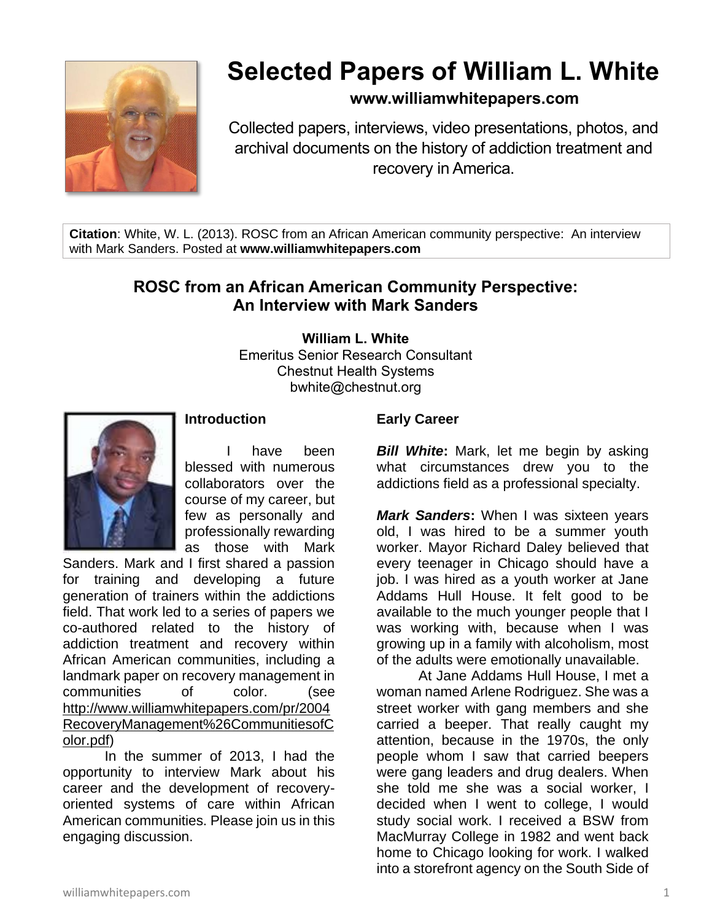# Selected Papers of William L. White

**www.williamwhitepapers.com**

Collected papers, interviews, video presentations, photos, and archival documents on the history of addiction treatment and recovery in America.

**Citation**: White, W. L. (2013). ROSC from an African American community perspective: An interview with Mark Sanders. Posted at **www.williamwhitepapers.com**

## ROSC from an African American Community Perspective: An Interview with Mark Sanders

**William L. White**
Emeritus Senior Research Consultant
Chestnut Health Systems
bwhite@chestnut.org

### Introduction

I have been blessed with numerous collaborators over the course of my career, but few as personally and professionally rewarding as those with Mark Sanders. Mark and I first shared a passion for training and developing a future generation of trainers within the addictions field. That work led to a series of papers we co-authored related to the history of addiction treatment and recovery within African American communities, including a landmark paper on recovery management in communities of color. (see http://www.williamwhitepapers.com/pr/2004RecoveryManagement%26CommunitiesofColor.pdf)

In the summer of 2013, I had the opportunity to interview Mark about his career and the development of recovery-oriented systems of care within African American communities. Please join us in this engaging discussion.

### Early Career

***Bill White*:** Mark, let me begin by asking what circumstances drew you to the addictions field as a professional specialty.

***Mark Sanders*:** When I was sixteen years old, I was hired to be a summer youth worker. Mayor Richard Daley believed that every teenager in Chicago should have a job. I was hired as a youth worker at Jane Addams Hull House. It felt good to be available to the much younger people that I was working with, because when I was growing up in a family with alcoholism, most of the adults were emotionally unavailable.

At Jane Addams Hull House, I met a woman named Arlene Rodriguez. She was a street worker with gang members and she carried a beeper. That really caught my attention, because in the 1970s, the only people whom I saw that carried beepers were gang leaders and drug dealers. When she told me she was a social worker, I decided when I went to college, I would study social work. I received a BSW from MacMurray College in 1982 and went back home to Chicago looking for work. I walked into a storefront agency on the South Side of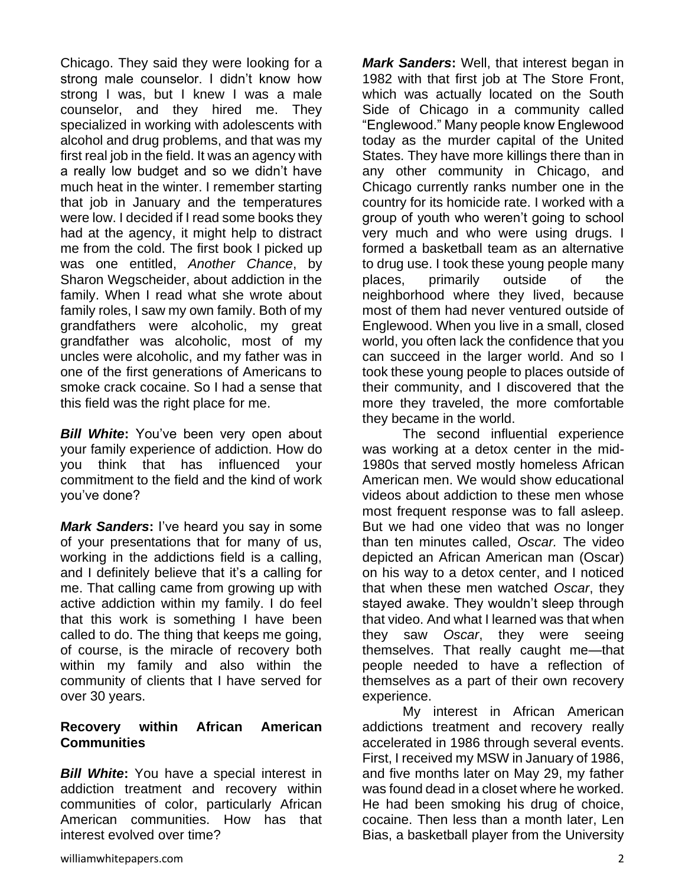Chicago. They said they were looking for a strong male counselor. I didn't know how strong I was, but I knew I was a male counselor, and they hired me. They specialized in working with adolescents with alcohol and drug problems, and that was my first real job in the field. It was an agency with a really low budget and so we didn't have much heat in the winter. I remember starting that job in January and the temperatures were low. I decided if I read some books they had at the agency, it might help to distract me from the cold. The first book I picked up was one entitled, *Another Chance*, by Sharon Wegscheider, about addiction in the family. When I read what she wrote about family roles, I saw my own family. Both of my grandfathers were alcoholic, my great grandfather was alcoholic, most of my uncles were alcoholic, and my father was in one of the first generations of Americans to smoke crack cocaine. So I had a sense that this field was the right place for me.

***Bill White*:** You've been very open about your family experience of addiction. How do you think that has influenced your commitment to the field and the kind of work you've done?

***Mark Sanders*:** I've heard you say in some of your presentations that for many of us, working in the addictions field is a calling, and I definitely believe that it's a calling for me. That calling came from growing up with active addiction within my family. I do feel that this work is something I have been called to do. The thing that keeps me going, of course, is the miracle of recovery both within my family and also within the community of clients that I have served for over 30 years.

**Recovery within African American Communities**

***Bill White*:** You have a special interest in addiction treatment and recovery within communities of color, particularly African American communities. How has that interest evolved over time?

***Mark Sanders*:** Well, that interest began in 1982 with that first job at The Store Front, which was actually located on the South Side of Chicago in a community called "Englewood." Many people know Englewood today as the murder capital of the United States. They have more killings there than in any other community in Chicago, and Chicago currently ranks number one in the country for its homicide rate. I worked with a group of youth who weren't going to school very much and who were using drugs. I formed a basketball team as an alternative to drug use. I took these young people many places, primarily outside of the neighborhood where they lived, because most of them had never ventured outside of Englewood. When you live in a small, closed world, you often lack the confidence that you can succeed in the larger world. And so I took these young people to places outside of their community, and I discovered that the more they traveled, the more comfortable they became in the world.

The second influential experience was working at a detox center in the mid-1980s that served mostly homeless African American men. We would show educational videos about addiction to these men whose most frequent response was to fall asleep. But we had one video that was no longer than ten minutes called, *Oscar.* The video depicted an African American man (Oscar) on his way to a detox center, and I noticed that when these men watched *Oscar*, they stayed awake. They wouldn't sleep through that video. And what I learned was that when they saw *Oscar*, they were seeing themselves. That really caught me—that people needed to have a reflection of themselves as a part of their own recovery experience.

My interest in African American addictions treatment and recovery really accelerated in 1986 through several events. First, I received my MSW in January of 1986, and five months later on May 29, my father was found dead in a closet where he worked. He had been smoking his drug of choice, cocaine. Then less than a month later, Len Bias, a basketball player from the University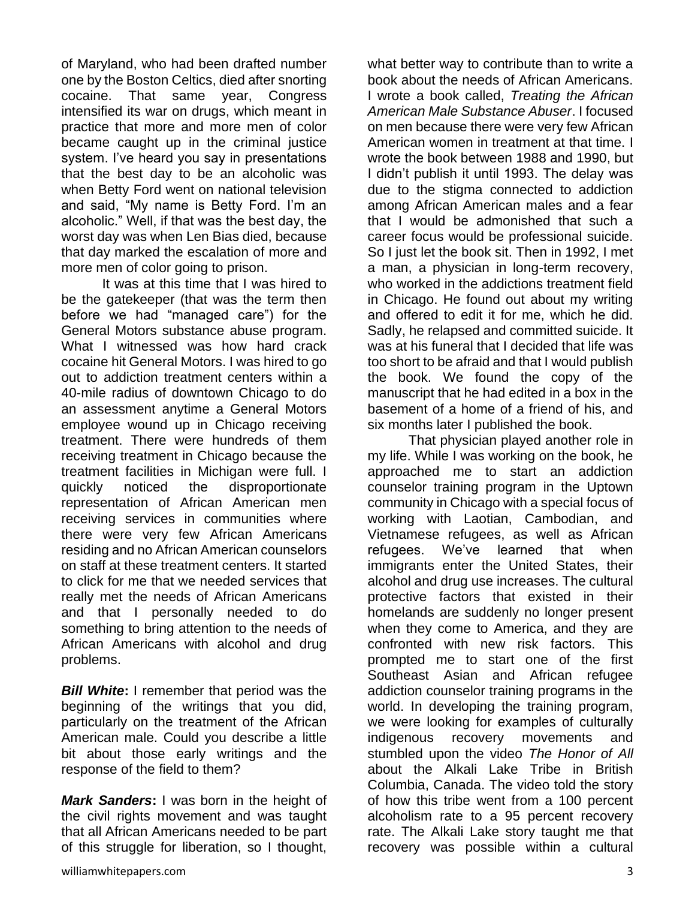of Maryland, who had been drafted number one by the Boston Celtics, died after snorting cocaine. That same year, Congress intensified its war on drugs, which meant in practice that more and more men of color became caught up in the criminal justice system. I've heard you say in presentations that the best day to be an alcoholic was when Betty Ford went on national television and said, "My name is Betty Ford. I'm an alcoholic." Well, if that was the best day, the worst day was when Len Bias died, because that day marked the escalation of more and more men of color going to prison.

It was at this time that I was hired to be the gatekeeper (that was the term then before we had "managed care") for the General Motors substance abuse program. What I witnessed was how hard crack cocaine hit General Motors. I was hired to go out to addiction treatment centers within a 40-mile radius of downtown Chicago to do an assessment anytime a General Motors employee wound up in Chicago receiving treatment. There were hundreds of them receiving treatment in Chicago because the treatment facilities in Michigan were full. I quickly noticed the disproportionate representation of African American men receiving services in communities where there were very few African Americans residing and no African American counselors on staff at these treatment centers. It started to click for me that we needed services that really met the needs of African Americans and that I personally needed to do something to bring attention to the needs of African Americans with alcohol and drug problems.

***Bill White*:** I remember that period was the beginning of the writings that you did, particularly on the treatment of the African American male. Could you describe a little bit about those early writings and the response of the field to them?

***Mark Sanders*:** I was born in the height of the civil rights movement and was taught that all African Americans needed to be part of this struggle for liberation, so I thought, what better way to contribute than to write a book about the needs of African Americans. I wrote a book called, *Treating the African American Male Substance Abuser*. I focused on men because there were very few African American women in treatment at that time. I wrote the book between 1988 and 1990, but I didn't publish it until 1993. The delay was due to the stigma connected to addiction among African American males and a fear that I would be admonished that such a career focus would be professional suicide. So I just let the book sit. Then in 1992, I met a man, a physician in long-term recovery, who worked in the addictions treatment field in Chicago. He found out about my writing and offered to edit it for me, which he did. Sadly, he relapsed and committed suicide. It was at his funeral that I decided that life was too short to be afraid and that I would publish the book. We found the copy of the manuscript that he had edited in a box in the basement of a home of a friend of his, and six months later I published the book.

That physician played another role in my life. While I was working on the book, he approached me to start an addiction counselor training program in the Uptown community in Chicago with a special focus of working with Laotian, Cambodian, and Vietnamese refugees, as well as African refugees. We've learned that when immigrants enter the United States, their alcohol and drug use increases. The cultural protective factors that existed in their homelands are suddenly no longer present when they come to America, and they are confronted with new risk factors. This prompted me to start one of the first Southeast Asian and African refugee addiction counselor training programs in the world. In developing the training program, we were looking for examples of culturally indigenous recovery movements and stumbled upon the video *The Honor of All* about the Alkali Lake Tribe in British Columbia, Canada. The video told the story of how this tribe went from a 100 percent alcoholism rate to a 95 percent recovery rate. The Alkali Lake story taught me that recovery was possible within a cultural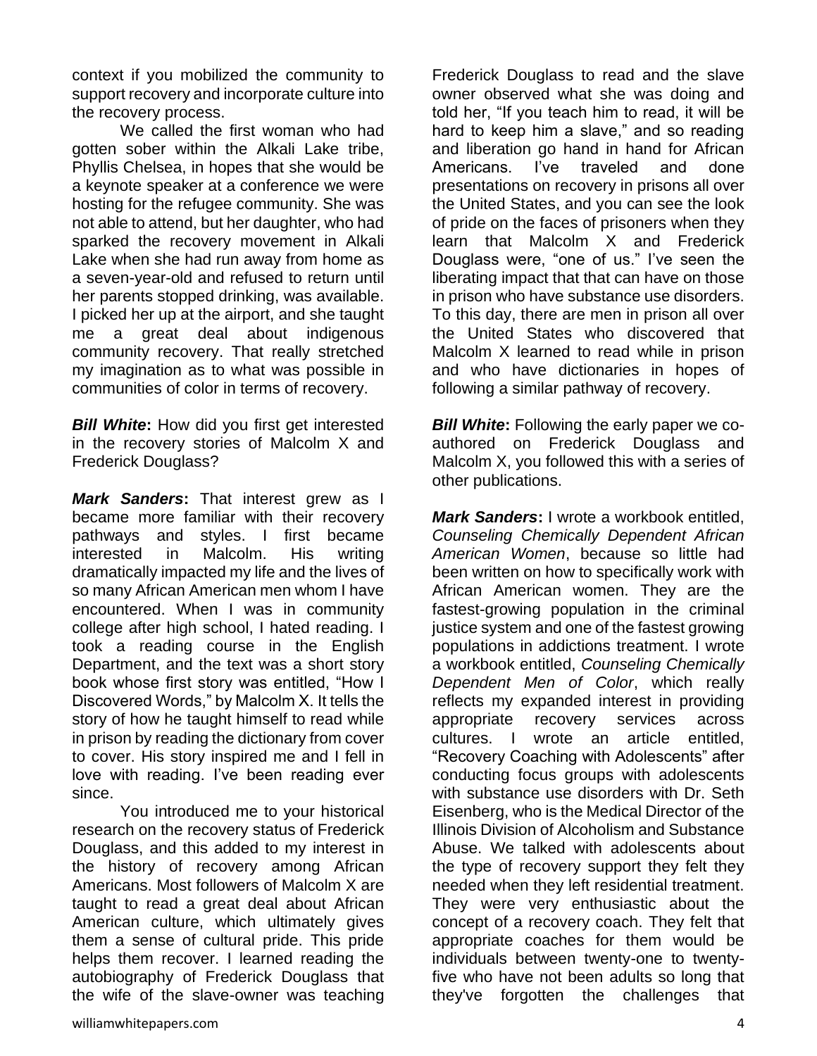context if you mobilized the community to support recovery and incorporate culture into the recovery process.

We called the first woman who had gotten sober within the Alkali Lake tribe, Phyllis Chelsea, in hopes that she would be a keynote speaker at a conference we were hosting for the refugee community. She was not able to attend, but her daughter, who had sparked the recovery movement in Alkali Lake when she had run away from home as a seven-year-old and refused to return until her parents stopped drinking, was available. I picked her up at the airport, and she taught me a great deal about indigenous community recovery. That really stretched my imagination as to what was possible in communities of color in terms of recovery.

***Bill White*:** How did you first get interested in the recovery stories of Malcolm X and Frederick Douglass?

***Mark Sanders*:** That interest grew as I became more familiar with their recovery pathways and styles. I first became interested in Malcolm. His writing dramatically impacted my life and the lives of so many African American men whom I have encountered. When I was in community college after high school, I hated reading. I took a reading course in the English Department, and the text was a short story book whose first story was entitled, "How I Discovered Words," by Malcolm X. It tells the story of how he taught himself to read while in prison by reading the dictionary from cover to cover. His story inspired me and I fell in love with reading. I've been reading ever since.

You introduced me to your historical research on the recovery status of Frederick Douglass, and this added to my interest in the history of recovery among African Americans. Most followers of Malcolm X are taught to read a great deal about African American culture, which ultimately gives them a sense of cultural pride. This pride helps them recover. I learned reading the autobiography of Frederick Douglass that the wife of the slave-owner was teaching Frederick Douglass to read and the slave owner observed what she was doing and told her, "If you teach him to read, it will be hard to keep him a slave," and so reading and liberation go hand in hand for African Americans. I've traveled and done presentations on recovery in prisons all over the United States, and you can see the look of pride on the faces of prisoners when they learn that Malcolm X and Frederick Douglass were, "one of us." I've seen the liberating impact that that can have on those in prison who have substance use disorders. To this day, there are men in prison all over the United States who discovered that Malcolm X learned to read while in prison and who have dictionaries in hopes of following a similar pathway of recovery.

***Bill White*:** Following the early paper we co-authored on Frederick Douglass and Malcolm X, you followed this with a series of other publications.

***Mark Sanders*:** I wrote a workbook entitled, *Counseling Chemically Dependent African American Women*, because so little had been written on how to specifically work with African American women. They are the fastest-growing population in the criminal justice system and one of the fastest growing populations in addictions treatment. I wrote a workbook entitled, *Counseling Chemically Dependent Men of Color*, which really reflects my expanded interest in providing appropriate recovery services across cultures. I wrote an article entitled, "Recovery Coaching with Adolescents" after conducting focus groups with adolescents with substance use disorders with Dr. Seth Eisenberg, who is the Medical Director of the Illinois Division of Alcoholism and Substance Abuse. We talked with adolescents about the type of recovery support they felt they needed when they left residential treatment. They were very enthusiastic about the concept of a recovery coach. They felt that appropriate coaches for them would be individuals between twenty-one to twenty-five who have not been adults so long that they've forgotten the challenges that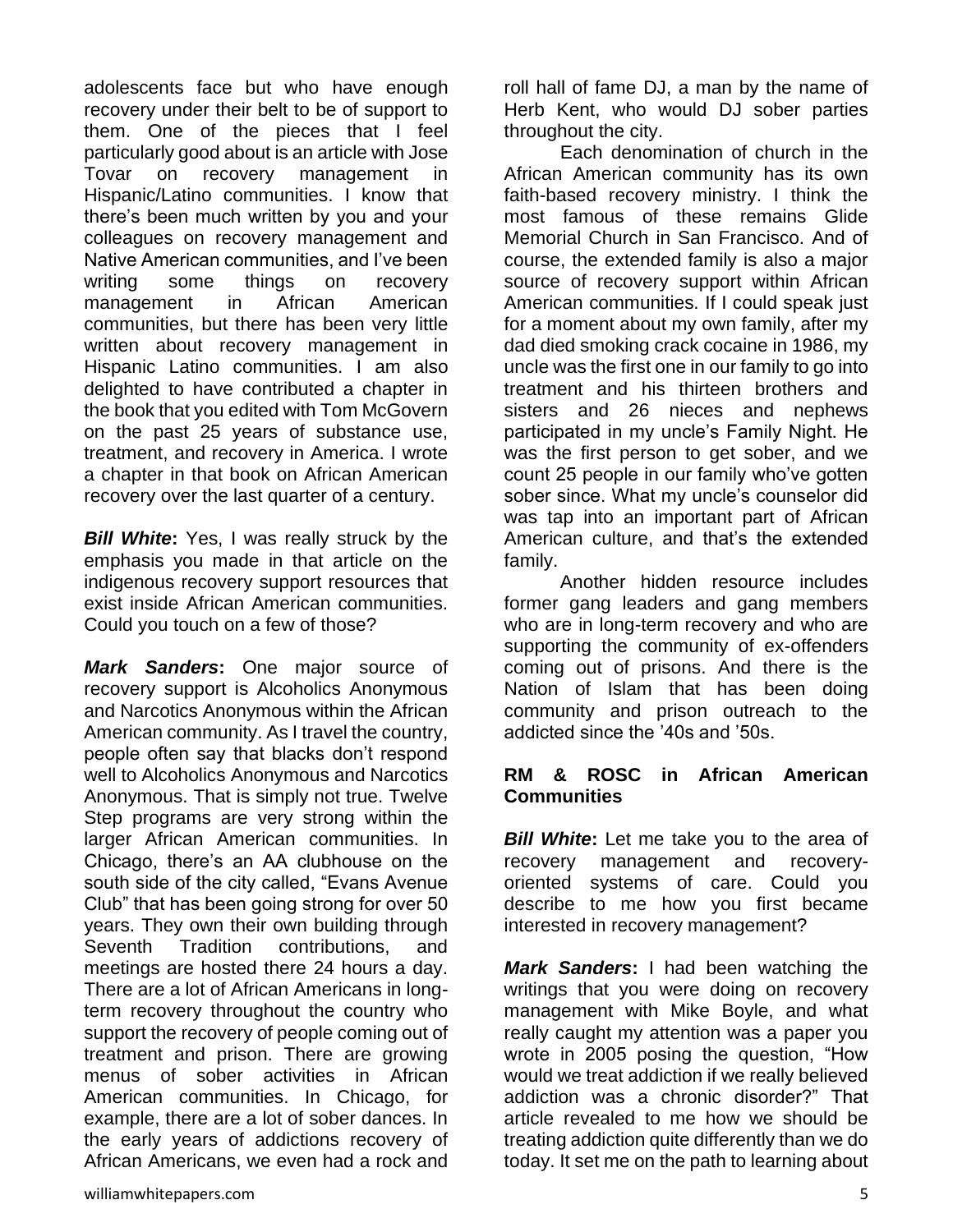adolescents face but who have enough recovery under their belt to be of support to them. One of the pieces that I feel particularly good about is an article with Jose Tovar on recovery management in Hispanic/Latino communities. I know that there's been much written by you and your colleagues on recovery management and Native American communities, and I've been writing some things on recovery management in African American communities, but there has been very little written about recovery management in Hispanic Latino communities. I am also delighted to have contributed a chapter in the book that you edited with Tom McGovern on the past 25 years of substance use, treatment, and recovery in America. I wrote a chapter in that book on African American recovery over the last quarter of a century.

***Bill White*****:** Yes, I was really struck by the emphasis you made in that article on the indigenous recovery support resources that exist inside African American communities. Could you touch on a few of those?

***Mark Sanders*****:** One major source of recovery support is Alcoholics Anonymous and Narcotics Anonymous within the African American community. As I travel the country, people often say that blacks don't respond well to Alcoholics Anonymous and Narcotics Anonymous. That is simply not true. Twelve Step programs are very strong within the larger African American communities. In Chicago, there's an AA clubhouse on the south side of the city called, "Evans Avenue Club" that has been going strong for over 50 years. They own their own building through Seventh Tradition contributions, and meetings are hosted there 24 hours a day. There are a lot of African Americans in long-term recovery throughout the country who support the recovery of people coming out of treatment and prison. There are growing menus of sober activities in African American communities. In Chicago, for example, there are a lot of sober dances. In the early years of addictions recovery of African Americans, we even had a rock and roll hall of fame DJ, a man by the name of Herb Kent, who would DJ sober parties throughout the city.

Each denomination of church in the African American community has its own faith-based recovery ministry. I think the most famous of these remains Glide Memorial Church in San Francisco. And of course, the extended family is also a major source of recovery support within African American communities. If I could speak just for a moment about my own family, after my dad died smoking crack cocaine in 1986, my uncle was the first one in our family to go into treatment and his thirteen brothers and sisters and 26 nieces and nephews participated in my uncle's Family Night. He was the first person to get sober, and we count 25 people in our family who've gotten sober since. What my uncle's counselor did was tap into an important part of African American culture, and that's the extended family.

Another hidden resource includes former gang leaders and gang members who are in long-term recovery and who are supporting the community of ex-offenders coming out of prisons. And there is the Nation of Islam that has been doing community and prison outreach to the addicted since the '40s and '50s.

## RM & ROSC in African American Communities

***Bill White*****:** Let me take you to the area of recovery management and recovery-oriented systems of care. Could you describe to me how you first became interested in recovery management?

***Mark Sanders*****:** I had been watching the writings that you were doing on recovery management with Mike Boyle, and what really caught my attention was a paper you wrote in 2005 posing the question, "How would we treat addiction if we really believed addiction was a chronic disorder?" That article revealed to me how we should be treating addiction quite differently than we do today. It set me on the path to learning about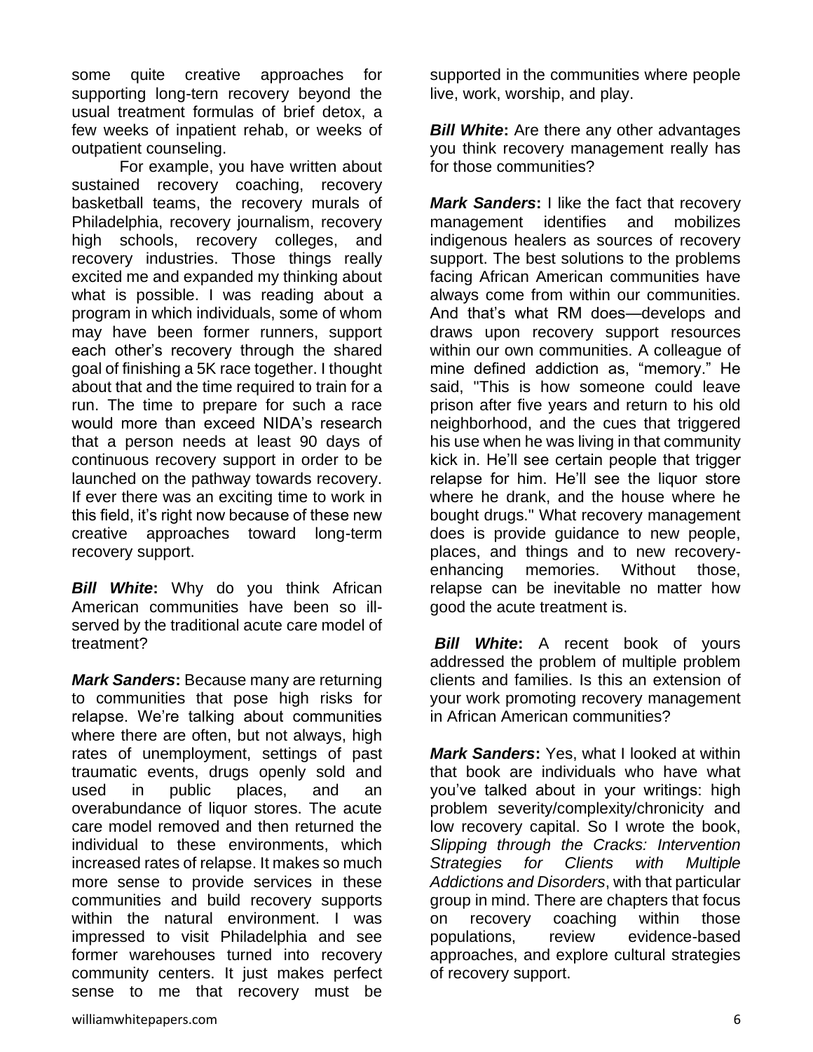some quite creative approaches for supporting long-tern recovery beyond the usual treatment formulas of brief detox, a few weeks of inpatient rehab, or weeks of outpatient counseling.

For example, you have written about sustained recovery coaching, recovery basketball teams, the recovery murals of Philadelphia, recovery journalism, recovery high schools, recovery colleges, and recovery industries. Those things really excited me and expanded my thinking about what is possible. I was reading about a program in which individuals, some of whom may have been former runners, support each other's recovery through the shared goal of finishing a 5K race together. I thought about that and the time required to train for a run. The time to prepare for such a race would more than exceed NIDA's research that a person needs at least 90 days of continuous recovery support in order to be launched on the pathway towards recovery. If ever there was an exciting time to work in this field, it's right now because of these new creative approaches toward long-term recovery support.

***Bill White*:** Why do you think African American communities have been so ill-served by the traditional acute care model of treatment?

***Mark Sanders*:** Because many are returning to communities that pose high risks for relapse. We're talking about communities where there are often, but not always, high rates of unemployment, settings of past traumatic events, drugs openly sold and used in public places, and an overabundance of liquor stores. The acute care model removed and then returned the individual to these environments, which increased rates of relapse. It makes so much more sense to provide services in these communities and build recovery supports within the natural environment. I was impressed to visit Philadelphia and see former warehouses turned into recovery community centers. It just makes perfect sense to me that recovery must be supported in the communities where people live, work, worship, and play.

***Bill White*:** Are there any other advantages you think recovery management really has for those communities?

***Mark Sanders*:** I like the fact that recovery management identifies and mobilizes indigenous healers as sources of recovery support. The best solutions to the problems facing African American communities have always come from within our communities. And that's what RM does—develops and draws upon recovery support resources within our own communities. A colleague of mine defined addiction as, "memory." He said, "This is how someone could leave prison after five years and return to his old neighborhood, and the cues that triggered his use when he was living in that community kick in. He'll see certain people that trigger relapse for him. He'll see the liquor store where he drank, and the house where he bought drugs." What recovery management does is provide guidance to new people, places, and things and to new recovery-enhancing memories. Without those, relapse can be inevitable no matter how good the acute treatment is.

***Bill White*:** A recent book of yours addressed the problem of multiple problem clients and families. Is this an extension of your work promoting recovery management in African American communities?

***Mark Sanders*:** Yes, what I looked at within that book are individuals who have what you've talked about in your writings: high problem severity/complexity/chronicity and low recovery capital. So I wrote the book, *Slipping through the Cracks: Intervention Strategies for Clients with Multiple Addictions and Disorders*, with that particular group in mind. There are chapters that focus on recovery coaching within those populations, review evidence-based approaches, and explore cultural strategies of recovery support.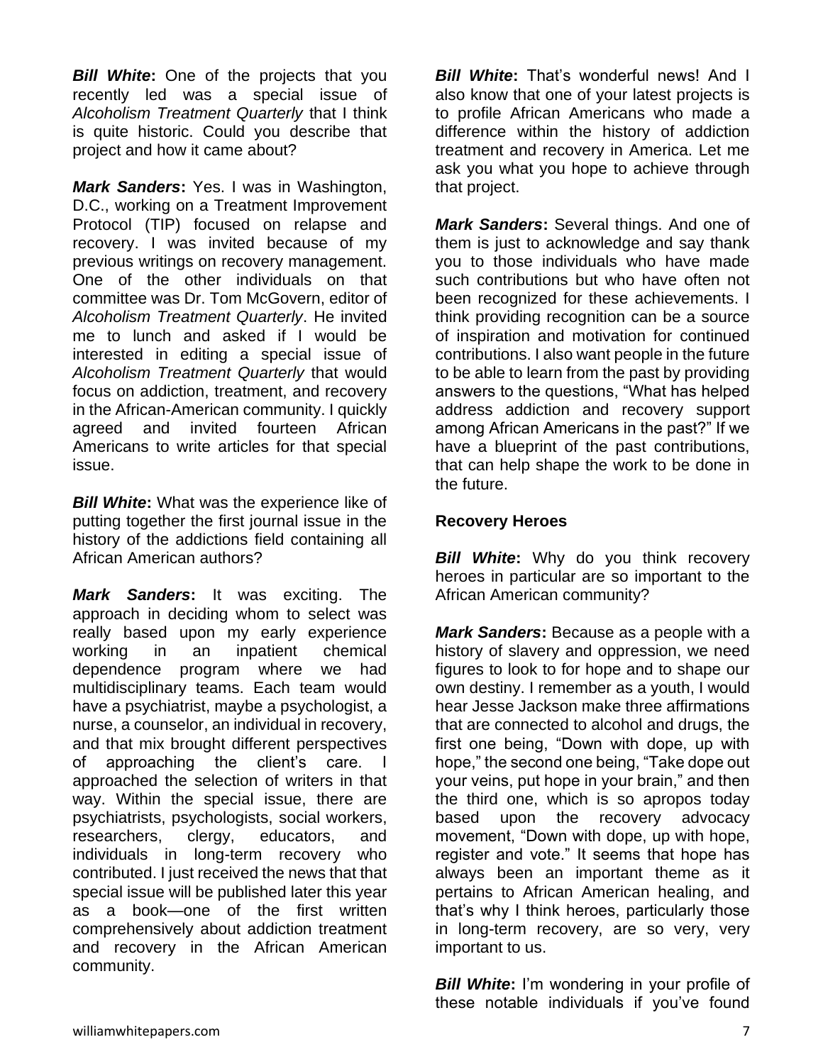***Bill White*:** One of the projects that you recently led was a special issue of *Alcoholism Treatment Quarterly* that I think is quite historic. Could you describe that project and how it came about?

***Mark Sanders*:** Yes. I was in Washington, D.C., working on a Treatment Improvement Protocol (TIP) focused on relapse and recovery. I was invited because of my previous writings on recovery management. One of the other individuals on that committee was Dr. Tom McGovern, editor of *Alcoholism Treatment Quarterly*. He invited me to lunch and asked if I would be interested in editing a special issue of *Alcoholism Treatment Quarterly* that would focus on addiction, treatment, and recovery in the African-American community. I quickly agreed and invited fourteen African Americans to write articles for that special issue.

***Bill White*:** What was the experience like of putting together the first journal issue in the history of the addictions field containing all African American authors?

***Mark Sanders*:** It was exciting. The approach in deciding whom to select was really based upon my early experience working in an inpatient chemical dependence program where we had multidisciplinary teams. Each team would have a psychiatrist, maybe a psychologist, a nurse, a counselor, an individual in recovery, and that mix brought different perspectives of approaching the client's care. I approached the selection of writers in that way. Within the special issue, there are psychiatrists, psychologists, social workers, researchers, clergy, educators, and individuals in long-term recovery who contributed. I just received the news that that special issue will be published later this year as a book—one of the first written comprehensively about addiction treatment and recovery in the African American community.

***Bill White*:** That's wonderful news! And I also know that one of your latest projects is to profile African Americans who made a difference within the history of addiction treatment and recovery in America. Let me ask you what you hope to achieve through that project.

***Mark Sanders*:** Several things. And one of them is just to acknowledge and say thank you to those individuals who have made such contributions but who have often not been recognized for these achievements. I think providing recognition can be a source of inspiration and motivation for continued contributions. I also want people in the future to be able to learn from the past by providing answers to the questions, "What has helped address addiction and recovery support among African Americans in the past?" If we have a blueprint of the past contributions, that can help shape the work to be done in the future.

**Recovery Heroes**

***Bill White*:** Why do you think recovery heroes in particular are so important to the African American community?

***Mark Sanders*:** Because as a people with a history of slavery and oppression, we need figures to look to for hope and to shape our own destiny. I remember as a youth, I would hear Jesse Jackson make three affirmations that are connected to alcohol and drugs, the first one being, "Down with dope, up with hope," the second one being, "Take dope out your veins, put hope in your brain," and then the third one, which is so apropos today based upon the recovery advocacy movement, "Down with dope, up with hope, register and vote." It seems that hope has always been an important theme as it pertains to African American healing, and that's why I think heroes, particularly those in long-term recovery, are so very, very important to us.

***Bill White*:** I'm wondering in your profile of these notable individuals if you've found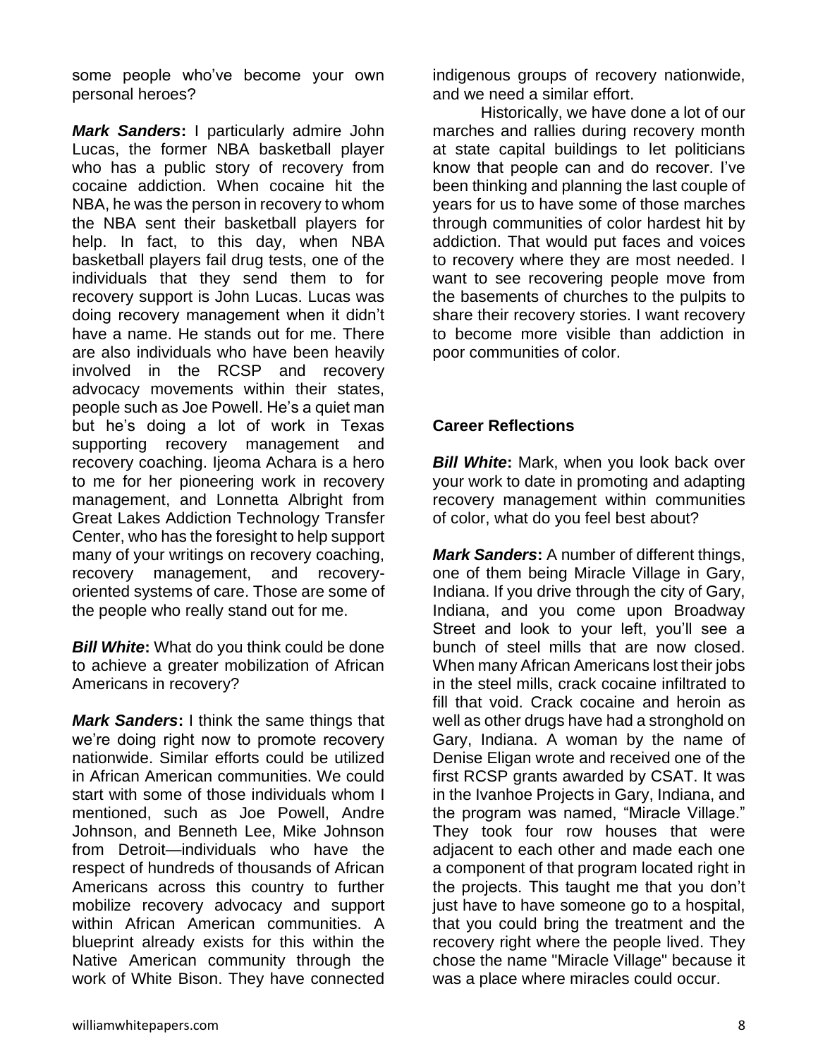some people who've become your own personal heroes?

***Mark Sanders*:** I particularly admire John Lucas, the former NBA basketball player who has a public story of recovery from cocaine addiction. When cocaine hit the NBA, he was the person in recovery to whom the NBA sent their basketball players for help. In fact, to this day, when NBA basketball players fail drug tests, one of the individuals that they send them to for recovery support is John Lucas. Lucas was doing recovery management when it didn't have a name. He stands out for me. There are also individuals who have been heavily involved in the RCSP and recovery advocacy movements within their states, people such as Joe Powell. He's a quiet man but he's doing a lot of work in Texas supporting recovery management and recovery coaching. Ijeoma Achara is a hero to me for her pioneering work in recovery management, and Lonnetta Albright from Great Lakes Addiction Technology Transfer Center, who has the foresight to help support many of your writings on recovery coaching, recovery management, and recovery-oriented systems of care. Those are some of the people who really stand out for me.

***Bill White*:** What do you think could be done to achieve a greater mobilization of African Americans in recovery?

***Mark Sanders*:** I think the same things that we're doing right now to promote recovery nationwide. Similar efforts could be utilized in African American communities. We could start with some of those individuals whom I mentioned, such as Joe Powell, Andre Johnson, and Benneth Lee, Mike Johnson from Detroit—individuals who have the respect of hundreds of thousands of African Americans across this country to further mobilize recovery advocacy and support within African American communities. A blueprint already exists for this within the Native American community through the work of White Bison. They have connected indigenous groups of recovery nationwide, and we need a similar effort.

Historically, we have done a lot of our marches and rallies during recovery month at state capital buildings to let politicians know that people can and do recover. I've been thinking and planning the last couple of years for us to have some of those marches through communities of color hardest hit by addiction. That would put faces and voices to recovery where they are most needed. I want to see recovering people move from the basements of churches to the pulpits to share their recovery stories. I want recovery to become more visible than addiction in poor communities of color.

## Career Reflections

***Bill White*:** Mark, when you look back over your work to date in promoting and adapting recovery management within communities of color, what do you feel best about?

***Mark Sanders*:** A number of different things, one of them being Miracle Village in Gary, Indiana. If you drive through the city of Gary, Indiana, and you come upon Broadway Street and look to your left, you'll see a bunch of steel mills that are now closed. When many African Americans lost their jobs in the steel mills, crack cocaine infiltrated to fill that void. Crack cocaine and heroin as well as other drugs have had a stronghold on Gary, Indiana. A woman by the name of Denise Eligan wrote and received one of the first RCSP grants awarded by CSAT. It was in the Ivanhoe Projects in Gary, Indiana, and the program was named, "Miracle Village." They took four row houses that were adjacent to each other and made each one a component of that program located right in the projects. This taught me that you don't just have to have someone go to a hospital, that you could bring the treatment and the recovery right where the people lived. They chose the name "Miracle Village" because it was a place where miracles could occur.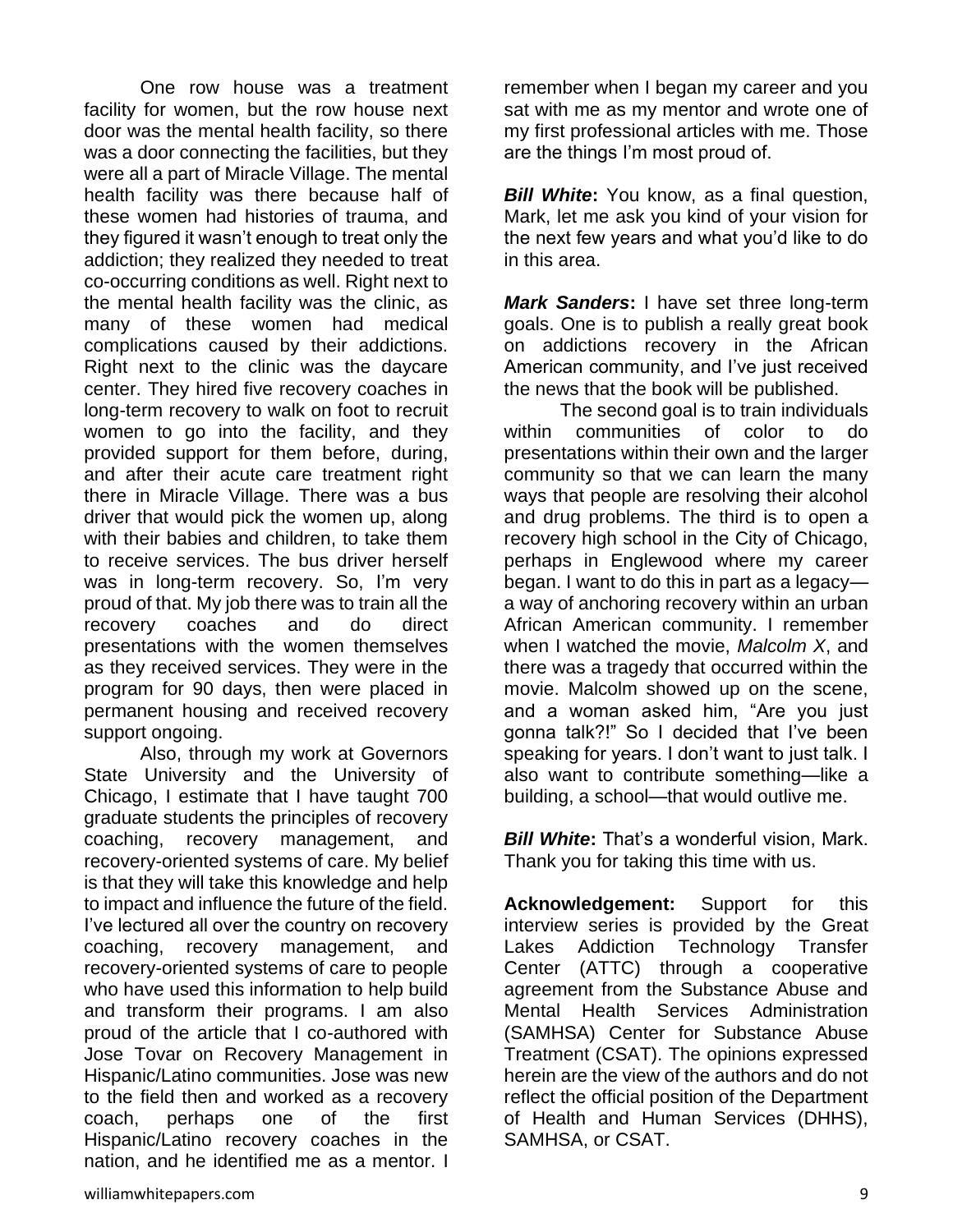One row house was a treatment facility for women, but the row house next door was the mental health facility, so there was a door connecting the facilities, but they were all a part of Miracle Village. The mental health facility was there because half of these women had histories of trauma, and they figured it wasn't enough to treat only the addiction; they realized they needed to treat co-occurring conditions as well. Right next to the mental health facility was the clinic, as many of these women had medical complications caused by their addictions. Right next to the clinic was the daycare center. They hired five recovery coaches in long-term recovery to walk on foot to recruit women to go into the facility, and they provided support for them before, during, and after their acute care treatment right there in Miracle Village. There was a bus driver that would pick the women up, along with their babies and children, to take them to receive services. The bus driver herself was in long-term recovery. So, I'm very proud of that. My job there was to train all the recovery coaches and do direct presentations with the women themselves as they received services. They were in the program for 90 days, then were placed in permanent housing and received recovery support ongoing.

Also, through my work at Governors State University and the University of Chicago, I estimate that I have taught 700 graduate students the principles of recovery coaching, recovery management, and recovery-oriented systems of care. My belief is that they will take this knowledge and help to impact and influence the future of the field. I've lectured all over the country on recovery coaching, recovery management, and recovery-oriented systems of care to people who have used this information to help build and transform their programs. I am also proud of the article that I co-authored with Jose Tovar on Recovery Management in Hispanic/Latino communities. Jose was new to the field then and worked as a recovery coach, perhaps one of the first Hispanic/Latino recovery coaches in the nation, and he identified me as a mentor. I remember when I began my career and you sat with me as my mentor and wrote one of my first professional articles with me. Those are the things I'm most proud of.

***Bill White*:** You know, as a final question, Mark, let me ask you kind of your vision for the next few years and what you'd like to do in this area.

***Mark Sanders*:** I have set three long-term goals. One is to publish a really great book on addictions recovery in the African American community, and I've just received the news that the book will be published.

The second goal is to train individuals within communities of color to do presentations within their own and the larger community so that we can learn the many ways that people are resolving their alcohol and drug problems. The third is to open a recovery high school in the City of Chicago, perhaps in Englewood where my career began. I want to do this in part as a legacy—a way of anchoring recovery within an urban African American community. I remember when I watched the movie, *Malcolm X*, and there was a tragedy that occurred within the movie. Malcolm showed up on the scene, and a woman asked him, "Are you just gonna talk?!" So I decided that I've been speaking for years. I don't want to just talk. I also want to contribute something—like a building, a school—that would outlive me.

***Bill White*:** That's a wonderful vision, Mark. Thank you for taking this time with us.

**Acknowledgement:** Support for this interview series is provided by the Great Lakes Addiction Technology Transfer Center (ATTC) through a cooperative agreement from the Substance Abuse and Mental Health Services Administration (SAMHSA) Center for Substance Abuse Treatment (CSAT). The opinions expressed herein are the view of the authors and do not reflect the official position of the Department of Health and Human Services (DHHS), SAMHSA, or CSAT.